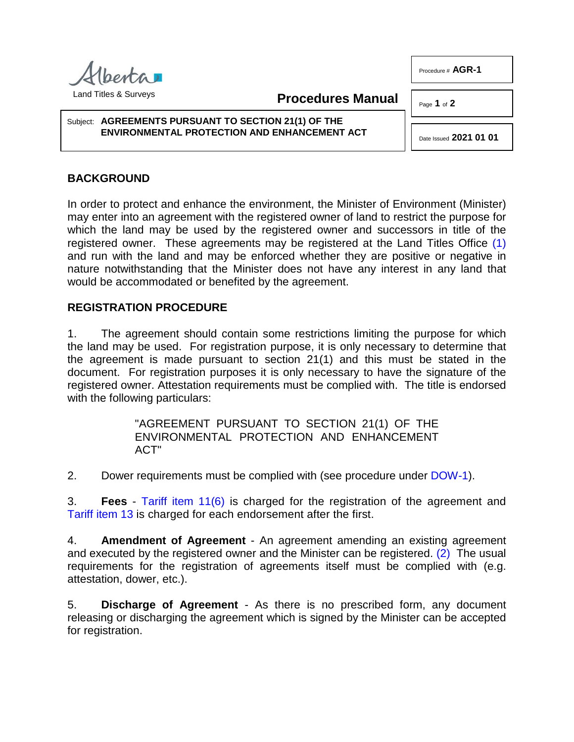Alberta
Land Titles & Surveys

**Procedures Manual**

Procedure # **AGR-1**

Date Issued **2021 01 01**

Subject: **AGREEMENTS PURSUANT TO SECTION 21(1) OF THE ENVIRONMENTAL PROTECTION AND ENHANCEMENT ACT**

## BACKGROUND

In order to protect and enhance the environment, the Minister of Environment (Minister) may enter into an agreement with the registered owner of land to restrict the purpose for which the land may be used by the registered owner and successors in title of the registered owner. These agreements may be registered at the Land Titles Office (1) and run with the land and may be enforced whether they are positive or negative in nature notwithstanding that the Minister does not have any interest in any land that would be accommodated or benefited by the agreement.

## REGISTRATION PROCEDURE

1. The agreement should contain some restrictions limiting the purpose for which the land may be used. For registration purpose, it is only necessary to determine that the agreement is made pursuant to section 21(1) and this must be stated in the document. For registration purposes it is only necessary to have the signature of the registered owner. Attestation requirements must be complied with. The title is endorsed with the following particulars:

   "AGREEMENT PURSUANT TO SECTION 21(1) OF THE ENVIRONMENTAL PROTECTION AND ENHANCEMENT ACT"

2. Dower requirements must be complied with (see procedure under DOW-1).

3. **Fees** - Tariff item 11(6) is charged for the registration of the agreement and Tariff item 13 is charged for each endorsement after the first.

4. **Amendment of Agreement** - An agreement amending an existing agreement and executed by the registered owner and the Minister can be registered. (2) The usual requirements for the registration of agreements itself must be complied with (e.g. attestation, dower, etc.).

5. **Discharge of Agreement** - As there is no prescribed form, any document releasing or discharging the agreement which is signed by the Minister can be accepted for registration.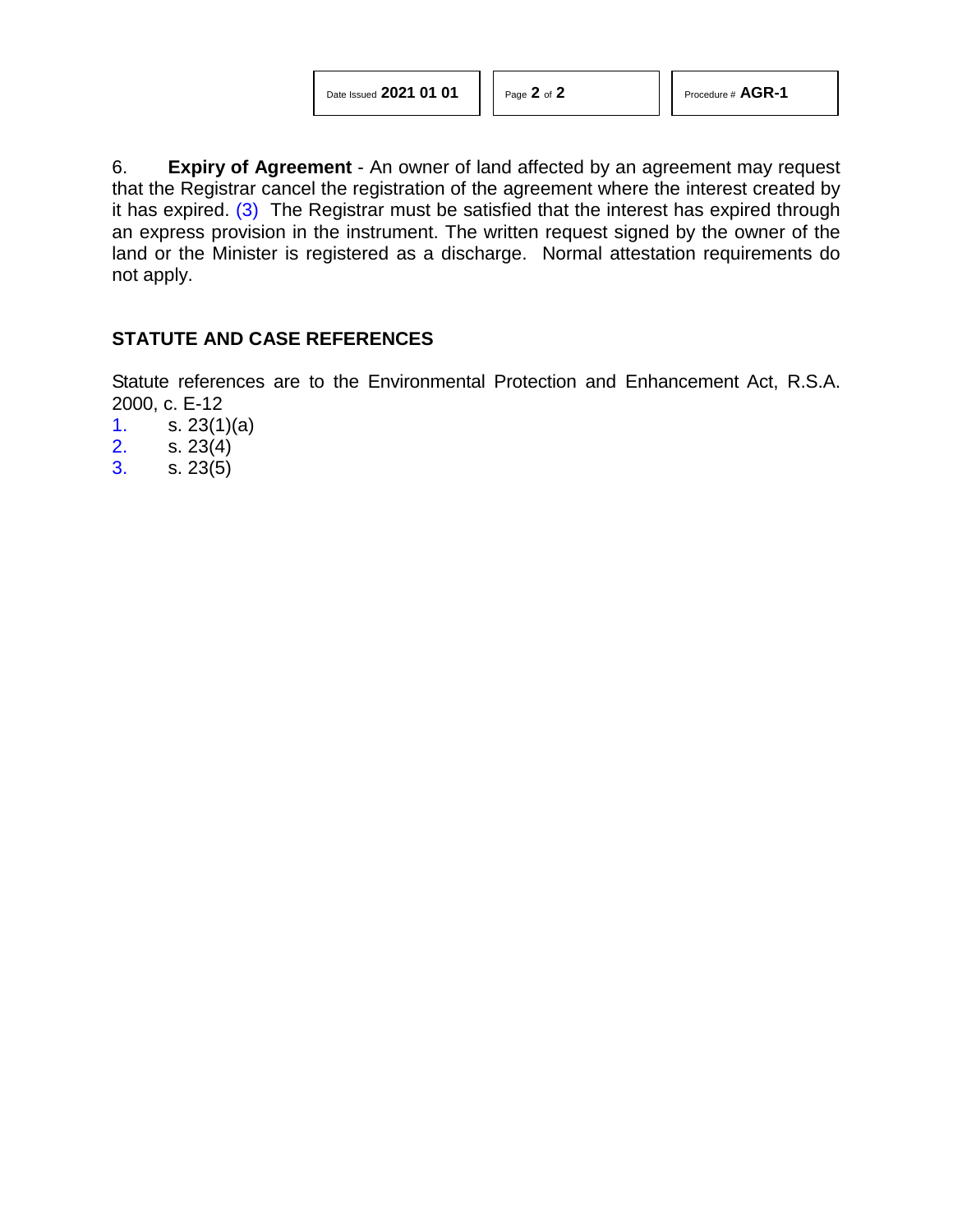6. **Expiry of Agreement** - An owner of land affected by an agreement may request that the Registrar cancel the registration of the agreement where the interest created by it has expired. (3) The Registrar must be satisfied that the interest has expired through an express provision in the instrument. The written request signed by the owner of the land or the Minister is registered as a discharge. Normal attestation requirements do not apply.

## STATUTE AND CASE REFERENCES

Statute references are to the Environmental Protection and Enhancement Act, R.S.A. 2000, c. E-12

1. s. 23(1)(a)
2. s. 23(4)
3. s. 23(5)